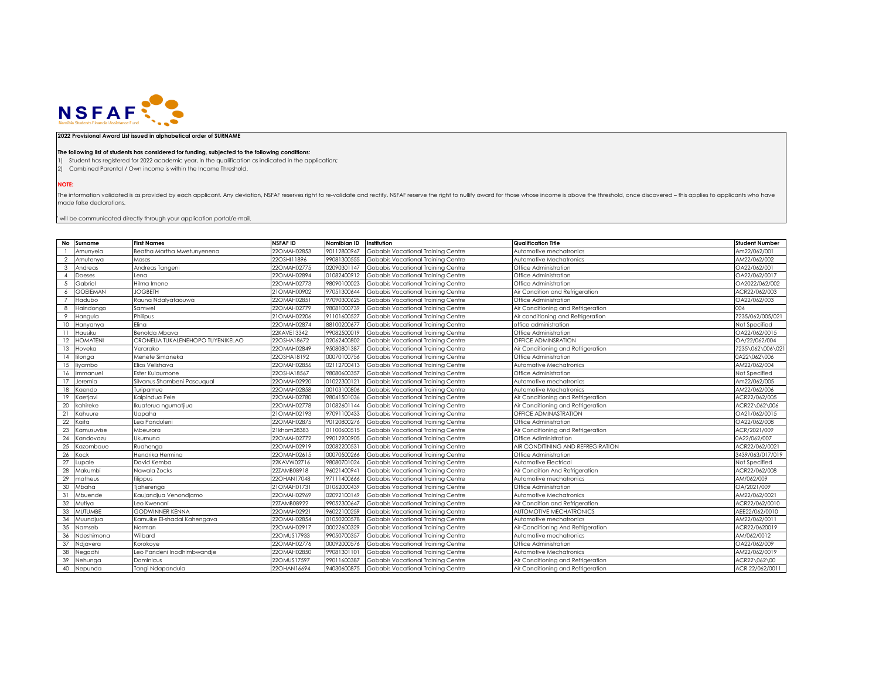NSFAF
Namibia Students Financial Assistance Fund

**2022 Provisional Award List issued in alphabetical order of SURNAME**

**The following list of students has considered for funding, subjected to the following conditions:**

1) Student has registered for 2022 academic year, in the qualification as indicated in the application;
2) Combined Parental / Own income is within the Income Threshold.

**NOTE:**

The information validated is as provided by each applicant. Any deviation, NSFAF reserves right to re-validate and rectify. NSFAF reserve the right to nullify award for those whose income is above the threshold, once discovered – this applies to applicants who have made false declarations.

' will be communicated directly through your application portal/e-mail.

| No | Surname | First Names | NSFAF ID | Namibian ID | Institution | Qualification Title | Student Number |
|---|---|---|---|---|---|---|---|
| 1 | Amunyela | Beatha Martha Mwetunyenena | 22OMAH02853 | 90112800947 | Gobabis Vocational Training Centre | Automotive mechatronics | Am22/062/001 |
| 2 | Amutenya | Moses | 22OSHI11896 | 99081300555 | Gobabis Vocational Training Centre | Automotive Mechatronics | AM22/062/002 |
| 3 | Andreas | Andreas Tangeni | 22OMAH02775 | 02090301147 | Gobabis Vocational Training Centre | Office Administration | OA22/062/001 |
| 4 | Doeses | Lena | 22OMAH02894 | 01082400912 | Gobabis Vocational Training Centre | Office Administration | OA22/062/0017 |
| 5 | Gabriel | Hilma Imene | 22OMAH02773 | 98090100023 | Gobabis Vocational Training Centre | Office Administration | OA2022/062/002 |
| 6 | GOEIEMAN | JOGBETH | 21OMAH00902 | 97051300644 | Gobabis Vocational Training Centre | Air Condition and Refrigeration | ACR22/062/003 |
| 7 | Hadubo | Rauna Ndalyataouwa | 22OMAH02851 | 97090300625 | Gobabis Vocational Training Centre | Office Administration | OA22/062/003 |
| 8 | Haindongo | Samwel | 22OMAH02779 | 98081000739 | Gobabis Vocational Training Centre | Air Conditioning and Refrigeration | 004 |
| 9 | Hangula | Philipus | 21OMAH02206 | 91101600527 | Gobabis Vocational Training Centre | Air conditioning and Refrigeration | 7235/062/005/021 |
| 10 | Hanyanya | Elina | 22OMAH02874 | 88100200677 | Gobabis Vocational Training Centre | office administration | Not Specified |
| 11 | Hausiku | Benolda Mbava | 22KAVE13342 | 99082500019 | Gobabis Vocational Training Centre | Office Administration | OA22/062/0015 |
| 12 | HOMATENI | CRONELIA TUKALENEHOPO TUYENIKELAO | 22OSHA18672 | 02062400802 | Gobabis Vocational Training Centre | OFFICE ADMINSRATION | OA/22/062/004 |
| 13 | Hoveka | Verarako | 22OMAH02849 | 95080801387 | Gobabis Vocational Training Centre | Air Conditioning and Refrigeration | 7235\062\006\021 |
| 14 | Iilonga | Menete Simaneka | 22OSHA18192 | 00070100756 | Gobabis Vocational Training Centre | Office Administration | 0A22\062\006 |
| 15 | Iiyambo | Elias Velishava | 22OMAH02856 | 02112700413 | Gobabis Vocational Training Centre | Automotive Mechatronics | AM22/062/004 |
| 16 | Immanuel | Ester Kulaumone | 22OSHA18567 | 98080600357 | Gobabis Vocational Training Centre | Office Administration | Not Specified |
| 17 | Jeremia | Silvanus Shambeni Pascuqual | 22OMAH02920 | 01022300121 | Gobabis Vocational Training Centre | Automotive mechatronics | Am22/062/005 |
| 18 | Kaendo | Turipamue | 22OMAH02858 | 00103100806 | Gobabis Vocational Training Centre | Automotive Mechatronics | AM22/062/006 |
| 19 | Kaetjavi | Kaipindua Pele | 22OMAH02780 | 98041501036 | Gobabis Vocational Training Centre | Air Conditioning and Refrigeration | ACR22/062/005 |
| 20 | kahireke | Ikuaterua ngumatjiua | 22OMAH02778 | 01082601144 | Gobabis Vocational Training Centre | Air Conditioning and Refrigeration | ACR22\062\006 |
| 21 | Kahuure | Uapaha | 21OMAH02193 | 97091100433 | Gobabis Vocational Training Centre | OFFICE ADMINASTRATION | OA21/062/0015 |
| 22 | Kaita | Lea Panduleni | 22OMAH02875 | 90120800276 | Gobabis Vocational Training Centre | Office Administration | OA22/062/008 |
| 23 | Kamusuvise | Mbeurora | 21khom28383 | 01100600515 | Gobabis Vocational Training Centre | Air Conditioning and Refrigeration | ACR/2021/009 |
| 24 | Kandovazu | Ukumuna | 22OMAH02772 | 99012900905 | Gobabis Vocational Training Centre | Office Adiministration | 0A22/062/007 |
| 25 | Kazombaue | Ruahenga | 22OMAH02919 | 02082200531 | Gobabis Vocational Training Centre | AIR CONDITINING AND REFREGIRATION | ACR22/062/0021 |
| 26 | Kock | Hendrika Hermina | 22OMAH02615 | 00070500266 | Gobabis Vocational Training Centre | Office Administration | 3439/063/017/019 |
| 27 | Lupale | David Kemba | 22KAVW02716 | 98080701024 | Gobabis Vocational Training Centre | Automotive Electrical | Not Specified |
| 28 | Makumbi | Nawala Zocks | 22ZAMB08918 | 96021400941 | Gobabis Vocational Training Centre | Air Condition And Refrigeration | ACR22/062/008 |
| 29 | matheus | filippus | 22OHAN17048 | 97111400666 | Gobabis Vocational Training Centre | Automotive mechatronics | AM/062/009 |
| 30 | Mbaha | Tjaherenga | 21OMAH01731 | 01062000439 | Gobabis Vocational Training Centre | Office Administration | OA/2021/009 |
| 31 | Mbuende | Kaujandjua Venondjamo | 22OMAH02969 | 02092100149 | Gobabis Vocational Training Centre | Automotive Mechatronics | AM22/062/0021 |
| 32 | Mutiya | Leo Kwenani | 22ZAMB08922 | 99052300647 | Gobabis Vocational Training Centre | Air Condition and Refrigeration | ACR22/062/0010 |
| 33 | MUTUMBE | GODWINNER KENNA | 22OMAH02921 | 96022100259 | Gobabis Vocational Training Centre | AUTOMOTIVE MECHATRONICS | AEE22/062/0010 |
| 34 | Muundjua | Kamuike El-shadai Kahengava | 22OMAH02854 | 01050200578 | Gobabis Vocational Training Centre | Automotive mechatronics | AM22/062/0011 |
| 35 | Namseb | Norman | 22OMAH02917 | 00022600329 | Gobabis Vocational Training Centre | Air-Conditioning And Refrigeration | ACR22/0620019 |
| 36 | Ndeshimona | Wilbard | 22OMUS17933 | 99050700357 | Gobabis Vocational Training Centre | Automotive mechatronics | AM/062/0012 |
| 37 | Ndjavera | Korokoye | 22OMAH02776 | 00092000576 | Gobabis Vocational Training Centre | Office Administration | OA22/062/009 |
| 38 | Negodhi | Leo Pandeni Inodhimbwandje | 22OMAH02850 | 99081301101 | Gobabis Vocational Training Centre | Automotive Mechatronics | AM22/062/0019 |
| 39 | Nehunga | Dominicus | 22OMUS17597 | 99011600387 | Gobabis Vocational Training Centre | Air Conditioning and Refrigeration | ACR22\062\00 |
| 40 | Nepunda | Tangi Ndapandula | 22OHAN16694 | 94030600875 | Gobabis Vocational Training Centre | Air Conditioning and Refrigeration | ACR 22/062/0011 |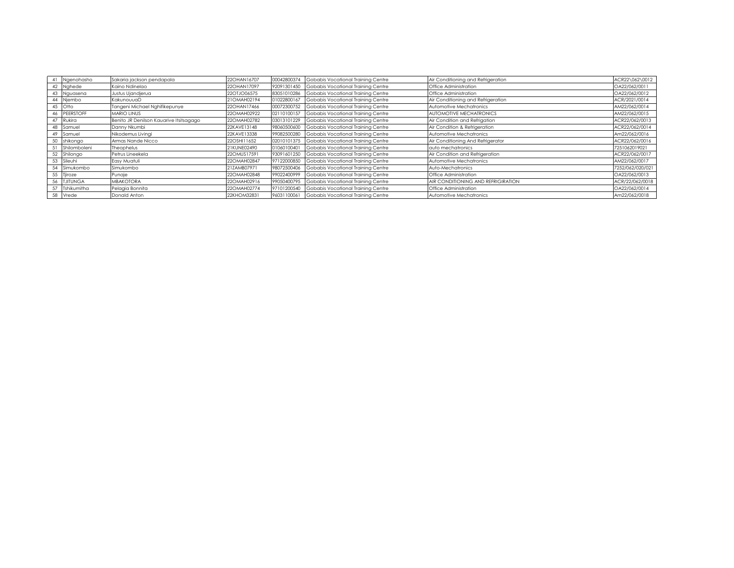| | | | | | | | |
|---|---|---|---|---|---|---|---|
| 41 | Ngenohasho | Sakaria jackson pendapala | 22OHAN16707 | 00042800374 | Gobabis Vocational Training Centre | Air Conditioning and Refrigeration | ACR22\062\0012 |
| 42 | Nghede | Kaino Ndinelao | 22OHAN17097 | 92091301450 | Gobabis Vocational Training Centre | Office Administration | OA22/062/0011 |
| 43 | Nguasena | Justus Ujandjerua | 22OTJO06575 | 83051010286 | Gobabis Vocational Training Centre | Office Administration | OA22/062/0012 |
| 44 | Njembo | KakunouuaD | 21OMAH02194 | 01022800167 | Gobabis Vocational Training Centre | Air Conditioning and Refrigeration | ACR/2021/0014 |
| 45 | Otto | Tangeni Michael Nghifikepunye | 22OHAN17466 | 00072300752 | Gobabis Vocational Training Centre | Automotive Mechatronics | AM22/062/0014 |
| 46 | PEERSTOFF | MARIO LINUS | 22OMAH02922 | 02110100157 | Gobabis Vocational Training Centre | AUTOMOTIVE MECHATRONICS | AM22/062/0015 |
| 47 | Rukira | Benito JR Denilson Kauarive Itsitsagago | 22OMAH02782 | 03013101229 | Gobabis Vocational Training Centre | Air Condition and Refrigation | ACR22/062/0013 |
| 48 | Samuel | Danny Nkumbi | 22KAVE13148 | 98060500600 | Gobabis Vocational Training Centre | Air Condition & Refrigeration | ACR22/062/0014 |
| 49 | Samuel | Nikodemus Livingi | 22KAVE13338 | 99082500280 | Gobabis Vocational Training Centre | Automotive Mechatronics | Am22/062/0016 |
| 50 | shikongo | Armas Nande Nicco | 22OSHI11652 | 02010101375 | Gobabis Vocational Training Centre | Air Conditioning And Refrigerator | ACR22/062/0016 |
| 51 | Shilomboleni | Theophelus | 21KUNE02490 | 01060100401 | Gobabis Vocational Training Centre | auto mechatronics | 7251062019021 |
| 52 | Shilongo | Petrus Lineekela | 22OMUS17591 | 93091601250 | Gobabis Vocational Training Centre | Air Condition and Refrigeration | ACR22/062/0017 |
| 53 | Sileuhi | Easy Muatuli | 22OMAH02847 | 97122000850 | Gobabis Vocational Training Centre | Automotive Mechatronics | AM22/062/0017 |
| 54 | Simukombo | Simukombo | 21ZAMB07971 | 98072500406 | Gobabis Vocational Training Centre | Auto-Mechatronics | 7252/062/020/021 |
| 55 | Tjiroze | Punaje | 22OMAH02848 | 99022400999 | Gobabis Vocational Training Centre | Office Administration | OA22/062/0013 |
| 56 | TJITUNGA | MBAKOTORA | 22OMAH02916 | 99050400795 | Gobabis Vocational Training Centre | AIR CONDITIONING AND REFRIGIRATION | ACR/22/062/0018 |
| 57 | Tshikumitha | Pelagia Bonnita | 22OMAH02774 | 97101200540 | Gobabis Vocational Training Centre | Office Administration | OA22/062/0014 |
| 58 | Vrede | Donald Anton | 22KHOM32831 | 96031100061 | Gobabis Vocational Training Centre | Automotive Mechatronics | Am22/062/0018 |